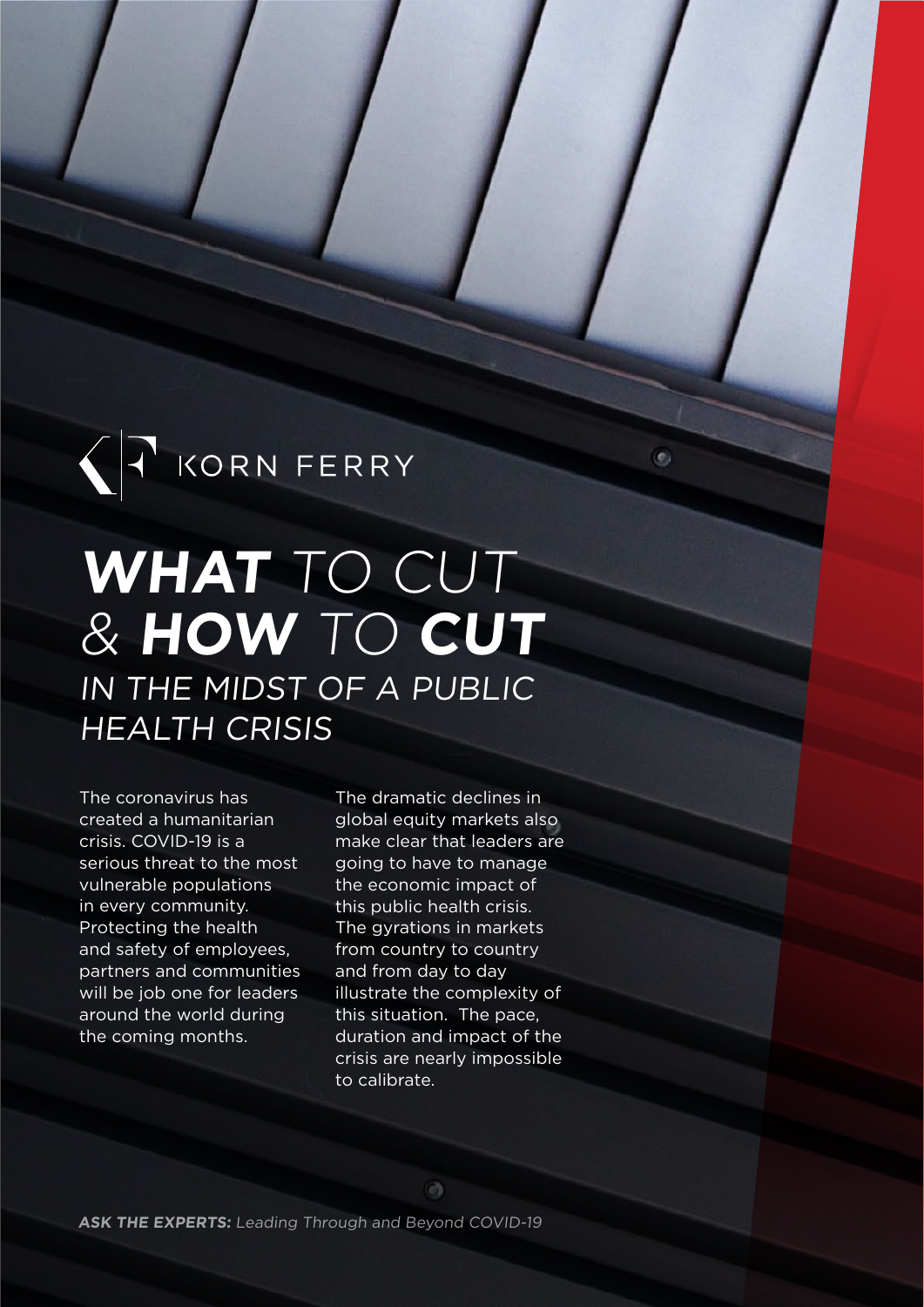KORN FERRY

# ***WHAT*** *TO CUT* *&* ***HOW*** *TO* ***CUT***

## *IN THE MIDST OF A PUBLIC HEALTH CRISIS*

The coronavirus has created a humanitarian crisis. COVID-19 is a serious threat to the most vulnerable populations in every community. Protecting the health and safety of employees, partners and communities will be job one for leaders around the world during the coming months.

The dramatic declines in global equity markets also make clear that leaders are going to have to manage the economic impact of this public health crisis. The gyrations in markets from country to country and from day to day illustrate the complexity of this situation. The pace, duration and impact of the crisis are nearly impossible to calibrate.

***ASK THE EXPERTS:*** *Leading Through and Beyond COVID-19*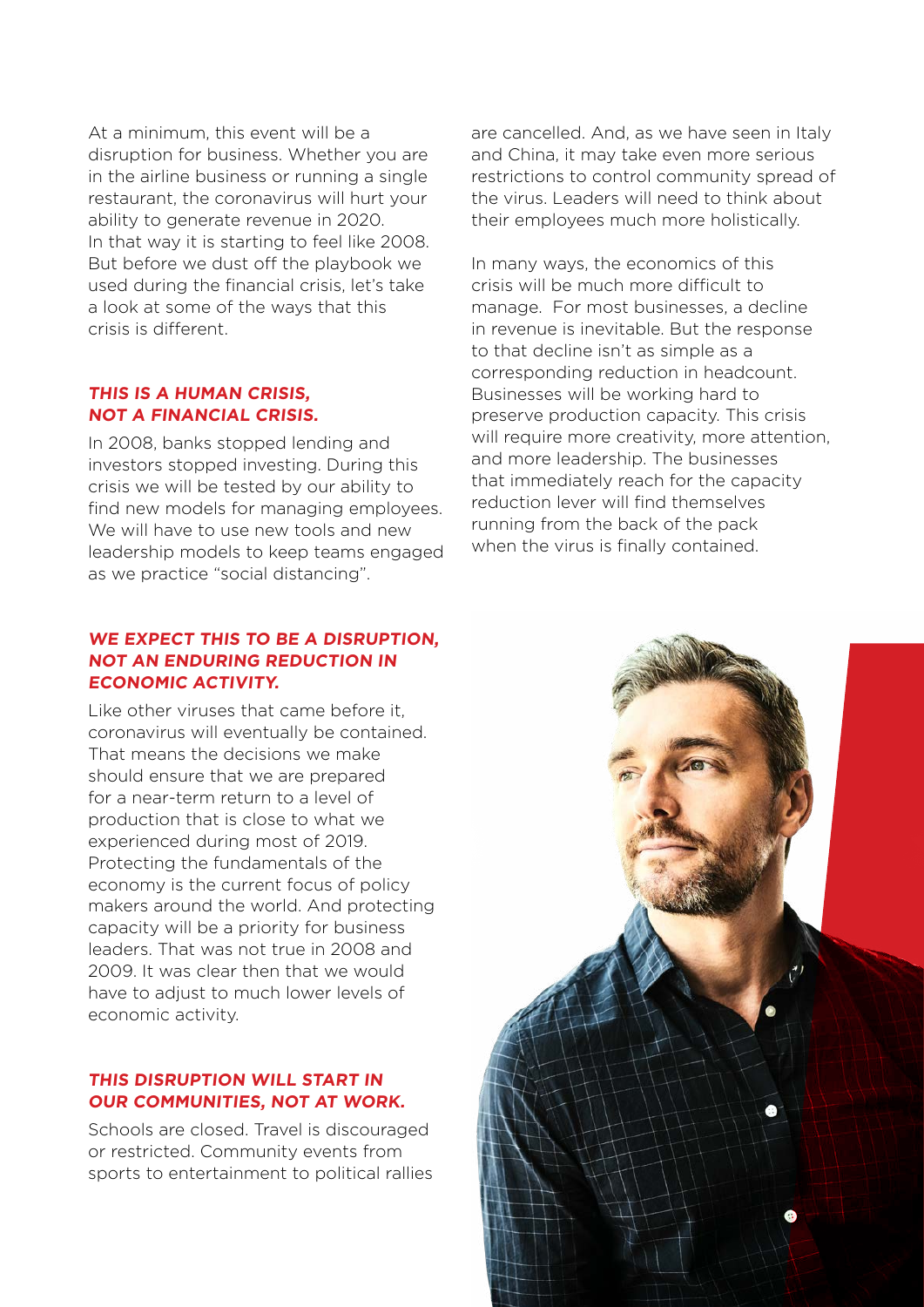At a minimum, this event will be a disruption for business. Whether you are in the airline business or running a single restaurant, the coronavirus will hurt your ability to generate revenue in 2020. In that way it is starting to feel like 2008. But before we dust off the playbook we used during the financial crisis, let's take a look at some of the ways that this crisis is different.

### *THIS IS A HUMAN CRISIS, NOT A FINANCIAL CRISIS.*

In 2008, banks stopped lending and investors stopped investing. During this crisis we will be tested by our ability to find new models for managing employees. We will have to use new tools and new leadership models to keep teams engaged as we practice "social distancing".

### *WE EXPECT THIS TO BE A DISRUPTION, NOT AN ENDURING REDUCTION IN ECONOMIC ACTIVITY.*

Like other viruses that came before it, coronavirus will eventually be contained. That means the decisions we make should ensure that we are prepared for a near-term return to a level of production that is close to what we experienced during most of 2019. Protecting the fundamentals of the economy is the current focus of policy makers around the world. And protecting capacity will be a priority for business leaders. That was not true in 2008 and 2009. It was clear then that we would have to adjust to much lower levels of economic activity.

### *THIS DISRUPTION WILL START IN OUR COMMUNITIES, NOT AT WORK.*

Schools are closed. Travel is discouraged or restricted. Community events from sports to entertainment to political rallies are cancelled. And, as we have seen in Italy and China, it may take even more serious restrictions to control community spread of the virus. Leaders will need to think about their employees much more holistically.

In many ways, the economics of this crisis will be much more difficult to manage. For most businesses, a decline in revenue is inevitable. But the response to that decline isn't as simple as a corresponding reduction in headcount. Businesses will be working hard to preserve production capacity. This crisis will require more creativity, more attention, and more leadership. The businesses that immediately reach for the capacity reduction lever will find themselves running from the back of the pack when the virus is finally contained.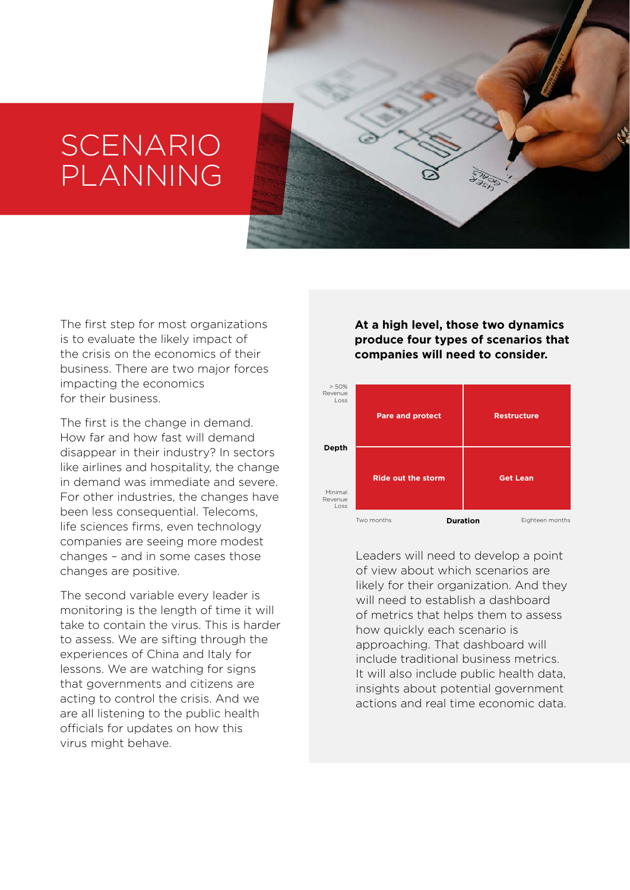# SCENARIO PLANNING

The first step for most organizations is to evaluate the likely impact of the crisis on the economics of their business. There are two major forces impacting the economics for their business.

The first is the change in demand. How far and how fast will demand disappear in their industry? In sectors like airlines and hospitality, the change in demand was immediate and severe. For other industries, the changes have been less consequential. Telecoms, life sciences firms, even technology companies are seeing more modest changes – and in some cases those changes are positive.

The second variable every leader is monitoring is the length of time it will take to contain the virus. This is harder to assess. We are sifting through the experiences of China and Italy for lessons. We are watching for signs that governments and citizens are acting to control the crisis. And we are all listening to the public health officials for updates on how this virus might behave.

**At a high level, those two dynamics produce four types of scenarios that companies will need to consider.**

| Depth \ Duration | Two months | Eighteen months |
|---|---|---|
| > 50% Revenue Loss | Pare and protect | Restructure |
| Minimal Revenue Loss | Ride out the storm | Get Lean |

Leaders will need to develop a point of view about which scenarios are likely for their organization. And they will need to establish a dashboard of metrics that helps them to assess how quickly each scenario is approaching. That dashboard will include traditional business metrics. It will also include public health data, insights about potential government actions and real time economic data.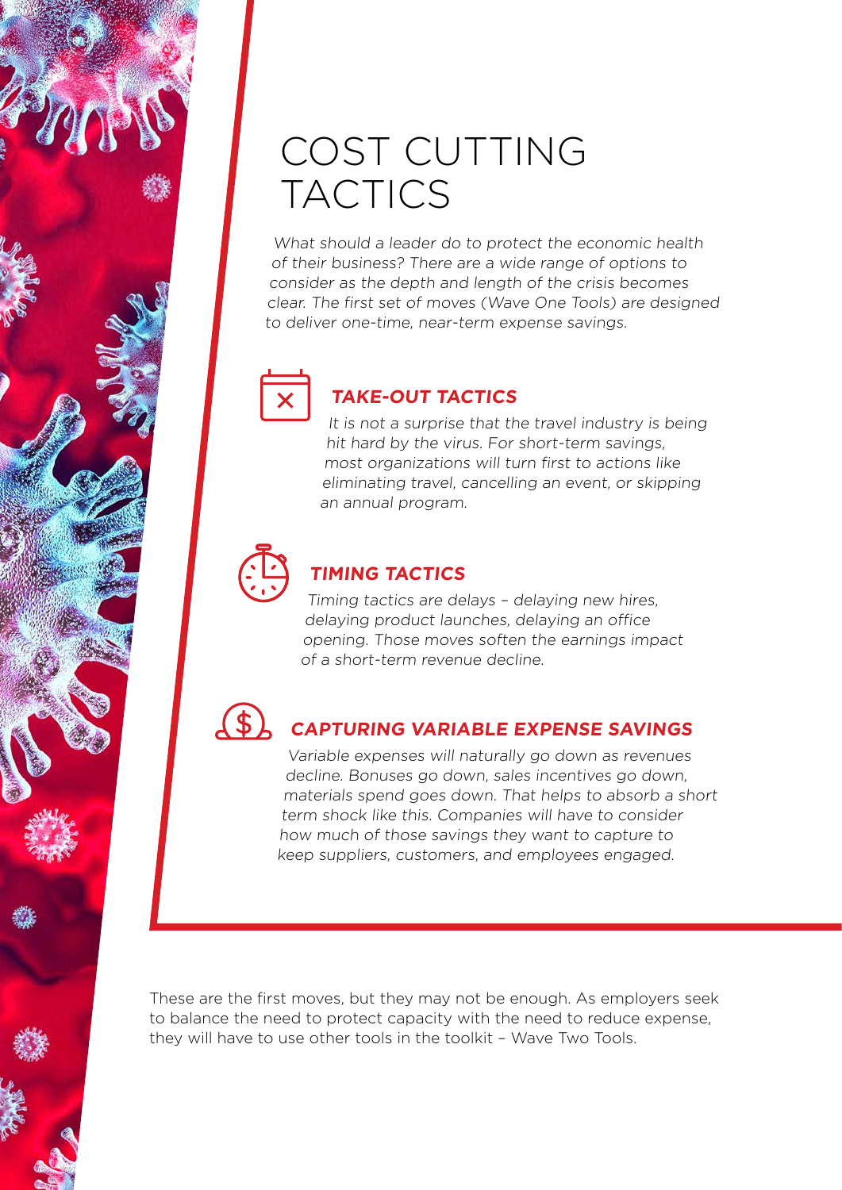# COST CUTTING TACTICS

*What should a leader do to protect the economic health of their business? There are a wide range of options to consider as the depth and length of the crisis becomes clear. The first set of moves (Wave One Tools) are designed to deliver one-time, near-term expense savings.*

### ***TAKE-OUT TACTICS***

*It is not a surprise that the travel industry is being hit hard by the virus. For short-term savings, most organizations will turn first to actions like eliminating travel, cancelling an event, or skipping an annual program.*

### ***TIMING TACTICS***

*Timing tactics are delays – delaying new hires, delaying product launches, delaying an office opening. Those moves soften the earnings impact of a short-term revenue decline.*

### ***CAPTURING VARIABLE EXPENSE SAVINGS***

*Variable expenses will naturally go down as revenues decline. Bonuses go down, sales incentives go down, materials spend goes down. That helps to absorb a short term shock like this. Companies will have to consider how much of those savings they want to capture to keep suppliers, customers, and employees engaged.*

These are the first moves, but they may not be enough. As employers seek to balance the need to protect capacity with the need to reduce expense, they will have to use other tools in the toolkit – Wave Two Tools.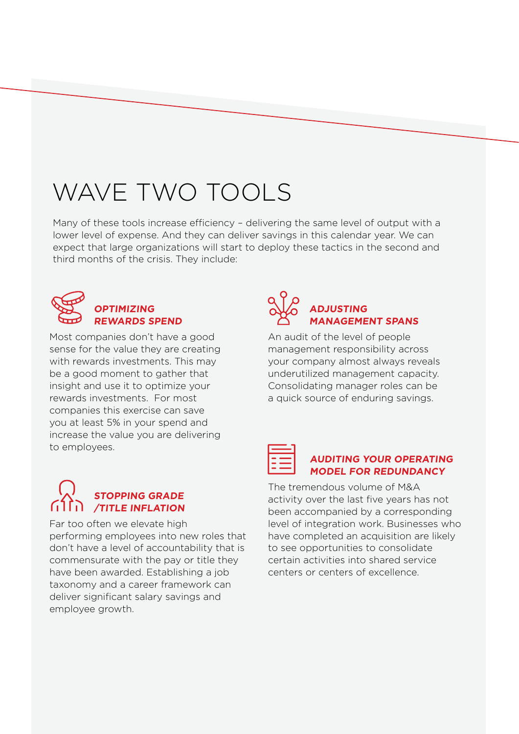# WAVE TWO TOOLS

Many of these tools increase efficiency – delivering the same level of output with a lower level of expense. And they can deliver savings in this calendar year. We can expect that large organizations will start to deploy these tactics in the second and third months of the crisis. They include:

### *OPTIMIZING REWARDS SPEND*

Most companies don't have a good sense for the value they are creating with rewards investments. This may be a good moment to gather that insight and use it to optimize your rewards investments. For most companies this exercise can save you at least 5% in your spend and increase the value you are delivering to employees.

### *STOPPING GRADE /TITLE INFLATION*

Far too often we elevate high performing employees into new roles that don't have a level of accountability that is commensurate with the pay or title they have been awarded. Establishing a job taxonomy and a career framework can deliver significant salary savings and employee growth.

### *ADJUSTING MANAGEMENT SPANS*

An audit of the level of people management responsibility across your company almost always reveals underutilized management capacity. Consolidating manager roles can be a quick source of enduring savings.

### *AUDITING YOUR OPERATING MODEL FOR REDUNDANCY*

The tremendous volume of M&A activity over the last five years has not been accompanied by a corresponding level of integration work. Businesses who have completed an acquisition are likely to see opportunities to consolidate certain activities into shared service centers or centers of excellence.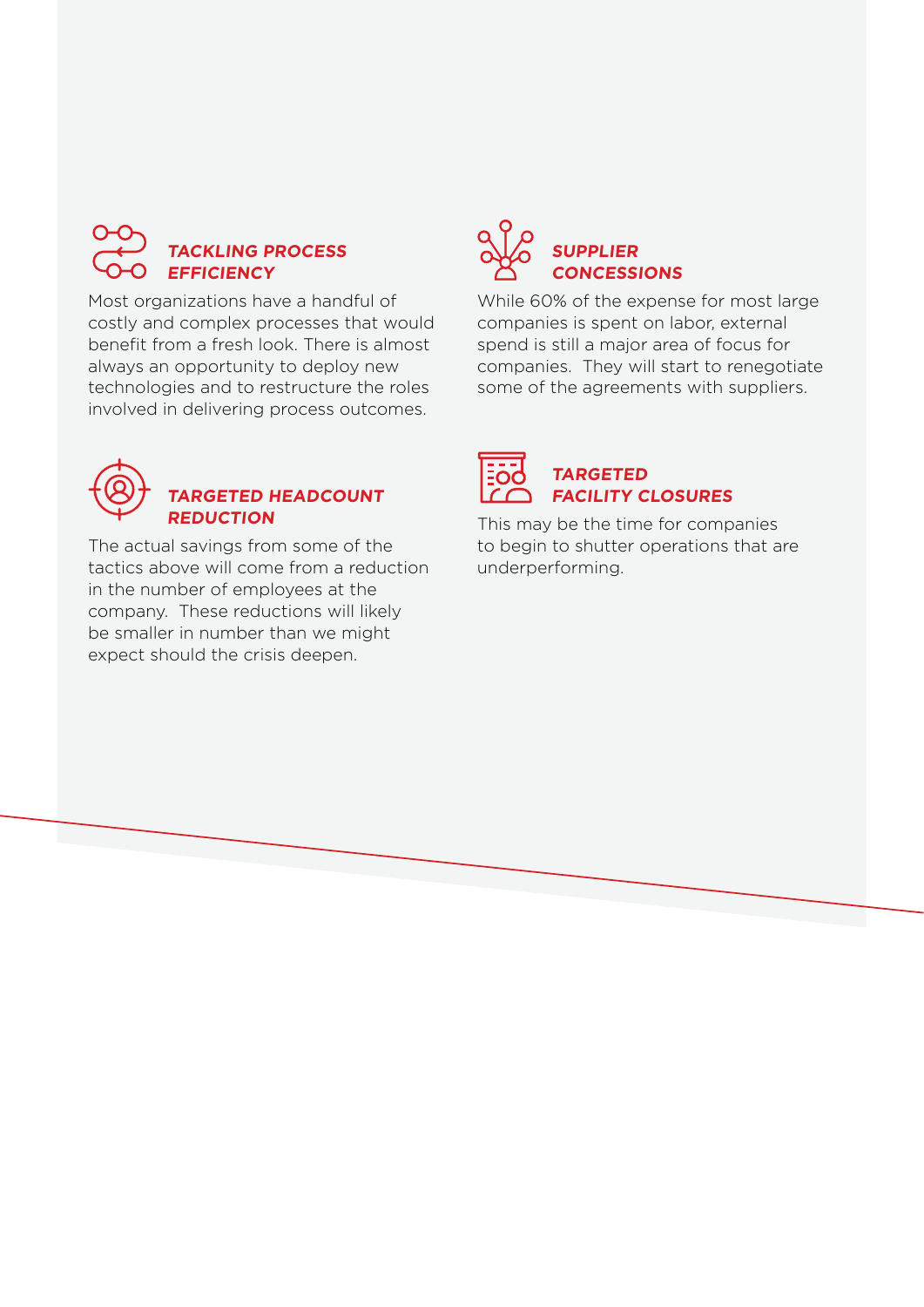### *TACKLING PROCESS EFFICIENCY*

Most organizations have a handful of costly and complex processes that would benefit from a fresh look. There is almost always an opportunity to deploy new technologies and to restructure the roles involved in delivering process outcomes.

### *TARGETED HEADCOUNT REDUCTION*

The actual savings from some of the tactics above will come from a reduction in the number of employees at the company. These reductions will likely be smaller in number than we might expect should the crisis deepen.

### *SUPPLIER CONCESSIONS*

While 60% of the expense for most large companies is spent on labor, external spend is still a major area of focus for companies. They will start to renegotiate some of the agreements with suppliers.

### *TARGETED FACILITY CLOSURES*

This may be the time for companies to begin to shutter operations that are underperforming.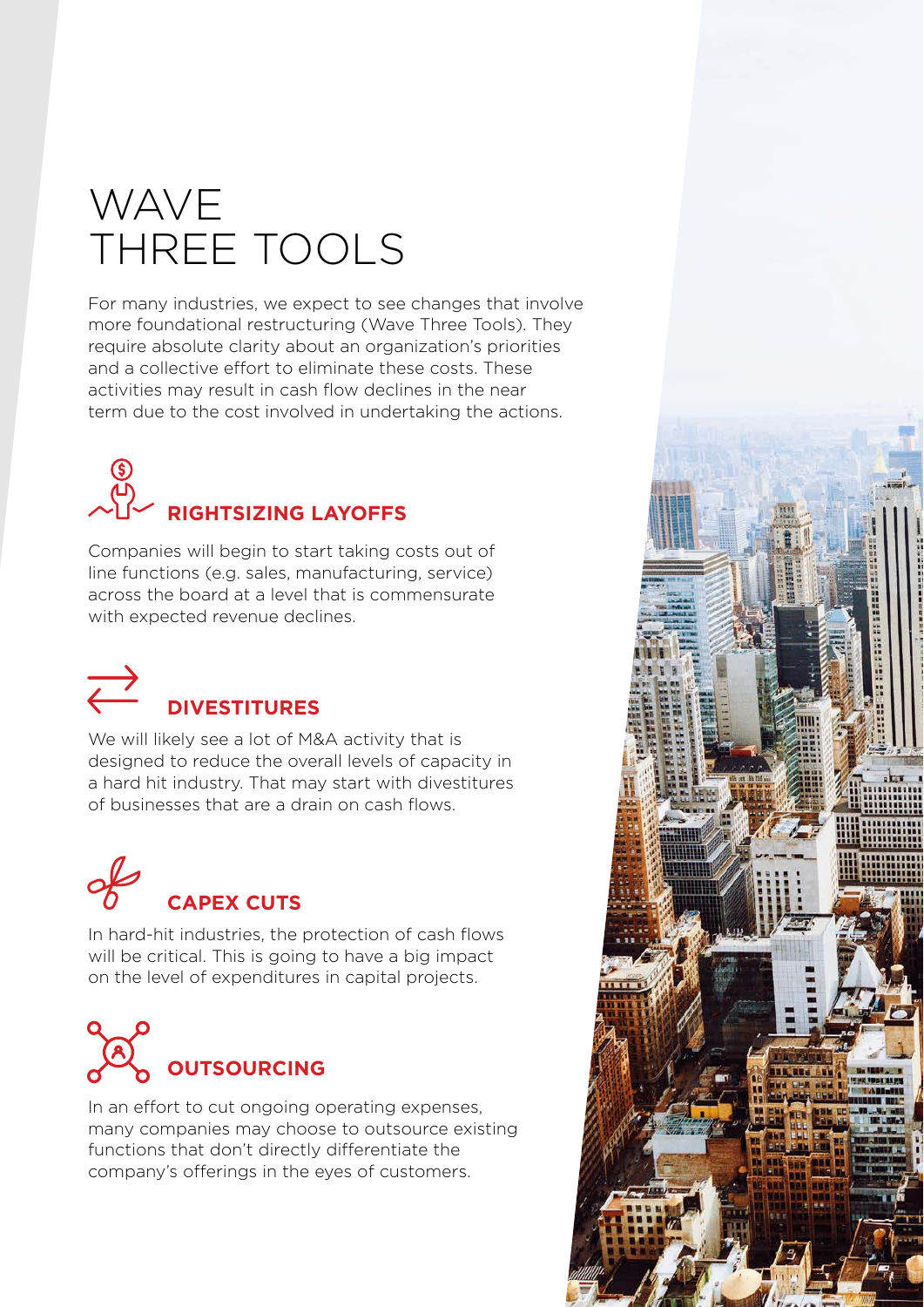# WAVE THREE TOOLS

For many industries, we expect to see changes that involve more foundational restructuring (Wave Three Tools). They require absolute clarity about an organization's priorities and a collective effort to eliminate these costs. These activities may result in cash flow declines in the near term due to the cost involved in undertaking the actions.

## RIGHTSIZING LAYOFFS

Companies will begin to start taking costs out of line functions (e.g. sales, manufacturing, service) across the board at a level that is commensurate with expected revenue declines.

## DIVESTITURES

We will likely see a lot of M&A activity that is designed to reduce the overall levels of capacity in a hard hit industry. That may start with divestitures of businesses that are a drain on cash flows.

## CAPEX CUTS

In hard-hit industries, the protection of cash flows will be critical. This is going to have a big impact on the level of expenditures in capital projects.

## OUTSOURCING

In an effort to cut ongoing operating expenses, many companies may choose to outsource existing functions that don't directly differentiate the company's offerings in the eyes of customers.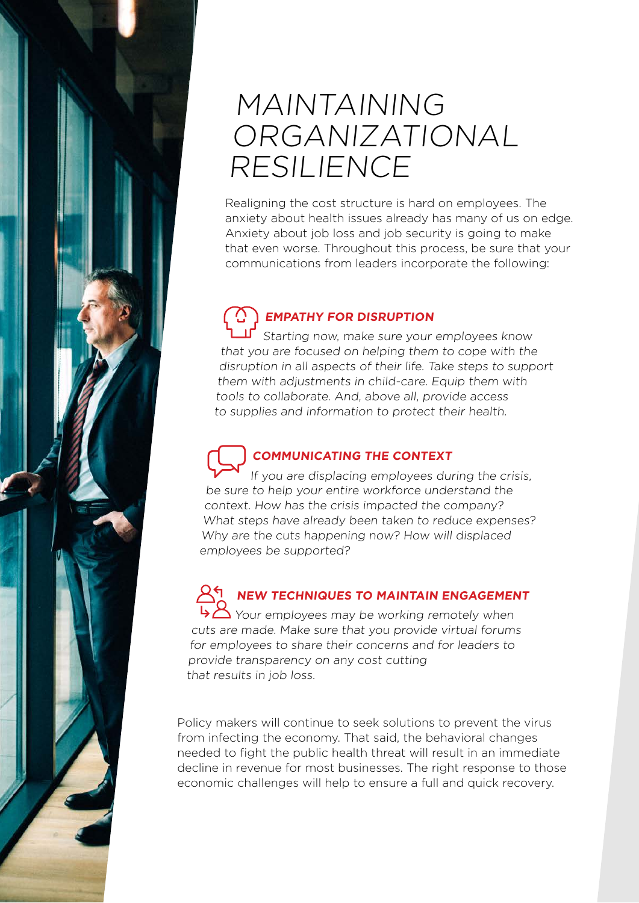# MAINTAINING ORGANIZATIONAL RESILIENCE

Realigning the cost structure is hard on employees. The anxiety about health issues already has many of us on edge. Anxiety about job loss and job security is going to make that even worse. Throughout this process, be sure that your communications from leaders incorporate the following:

### *EMPATHY FOR DISRUPTION*

*Starting now, make sure your employees know that you are focused on helping them to cope with the disruption in all aspects of their life. Take steps to support them with adjustments in child-care. Equip them with tools to collaborate. And, above all, provide access to supplies and information to protect their health.*

### *COMMUNICATING THE CONTEXT*

*If you are displacing employees during the crisis, be sure to help your entire workforce understand the context. How has the crisis impacted the company? What steps have already been taken to reduce expenses? Why are the cuts happening now? How will displaced employees be supported?*

### *NEW TECHNIQUES TO MAINTAIN ENGAGEMENT*

*Your employees may be working remotely when cuts are made. Make sure that you provide virtual forums for employees to share their concerns and for leaders to provide transparency on any cost cutting that results in job loss.*

Policy makers will continue to seek solutions to prevent the virus from infecting the economy. That said, the behavioral changes needed to fight the public health threat will result in an immediate decline in revenue for most businesses. The right response to those economic challenges will help to ensure a full and quick recovery.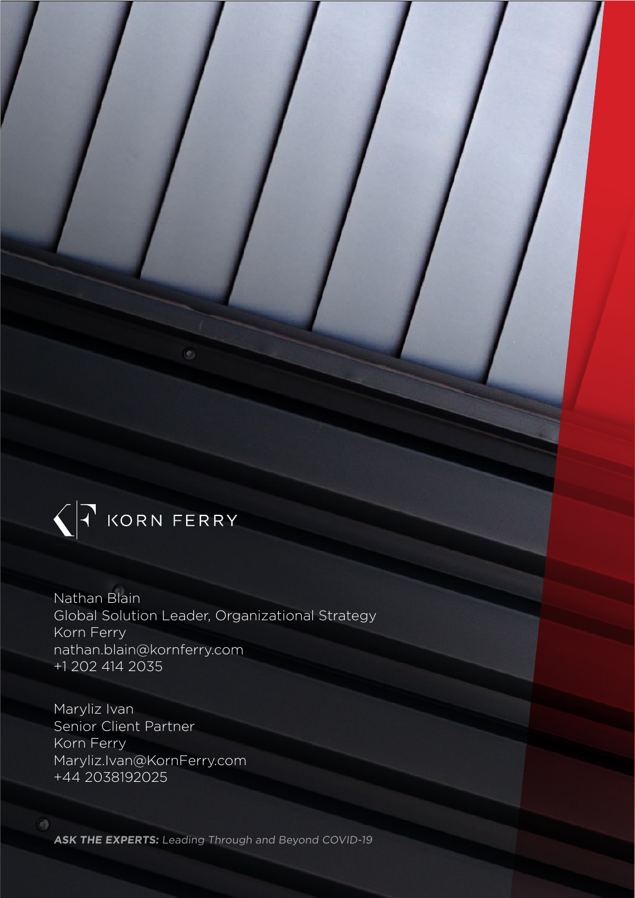KORN FERRY

Nathan Blain
Global Solution Leader, Organizational Strategy
Korn Ferry
nathan.blain@kornferry.com
+1 202 414 2035

Maryliz Ivan
Senior Client Partner
Korn Ferry
Maryliz.Ivan@KornFerry.com
+44 2038192025